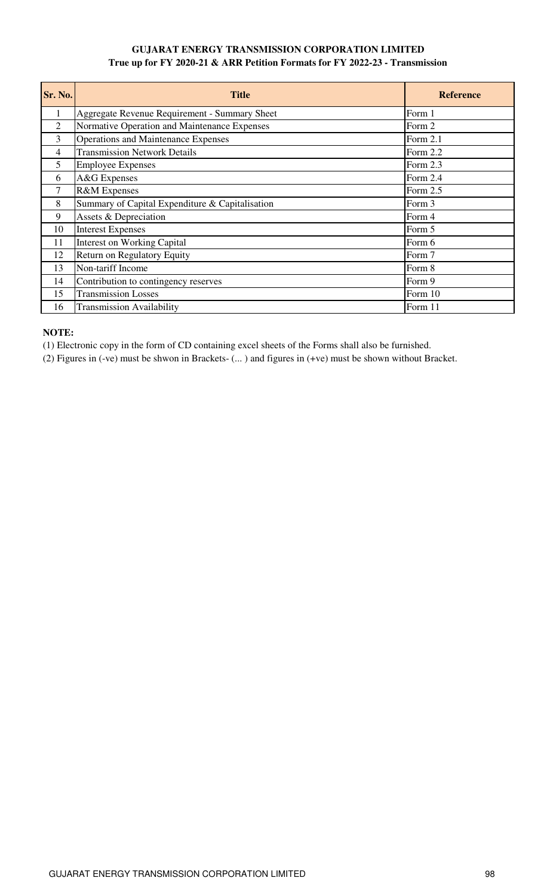# GUJARAT ENERGY TRANSMISSION CORPORATION LIMITED

## True up for FY 2020-21 & ARR Petition Formats for FY 2022-23 - Transmission

| Sr. No. | Title | Reference |
|---|---|---|
| 1 | Aggregate Revenue Requirement - Summary Sheet | Form 1 |
| 2 | Normative Operation and Maintenance Expenses | Form 2 |
| 3 | Operations and Maintenance Expenses | Form 2.1 |
| 4 | Transmission Network Details | Form 2.2 |
| 5 | Employee Expenses | Form 2.3 |
| 6 | A&G Expenses | Form 2.4 |
| 7 | R&M Expenses | Form 2.5 |
| 8 | Summary of Capital Expenditure & Capitalisation | Form 3 |
| 9 | Assets & Depreciation | Form 4 |
| 10 | Interest Expenses | Form 5 |
| 11 | Interest on Working Capital | Form 6 |
| 12 | Return on Regulatory Equity | Form 7 |
| 13 | Non-tariff Income | Form 8 |
| 14 | Contribution to contingency reserves | Form 9 |
| 15 | Transmission Losses | Form 10 |
| 16 | Transmission Availability | Form 11 |

**NOTE:**

(1) Electronic copy in the form of CD containing excel sheets of the Forms shall also be furnished.

(2) Figures in (-ve) must be shwon in Brackets- (... ) and figures in (+ve) must be shown without Bracket.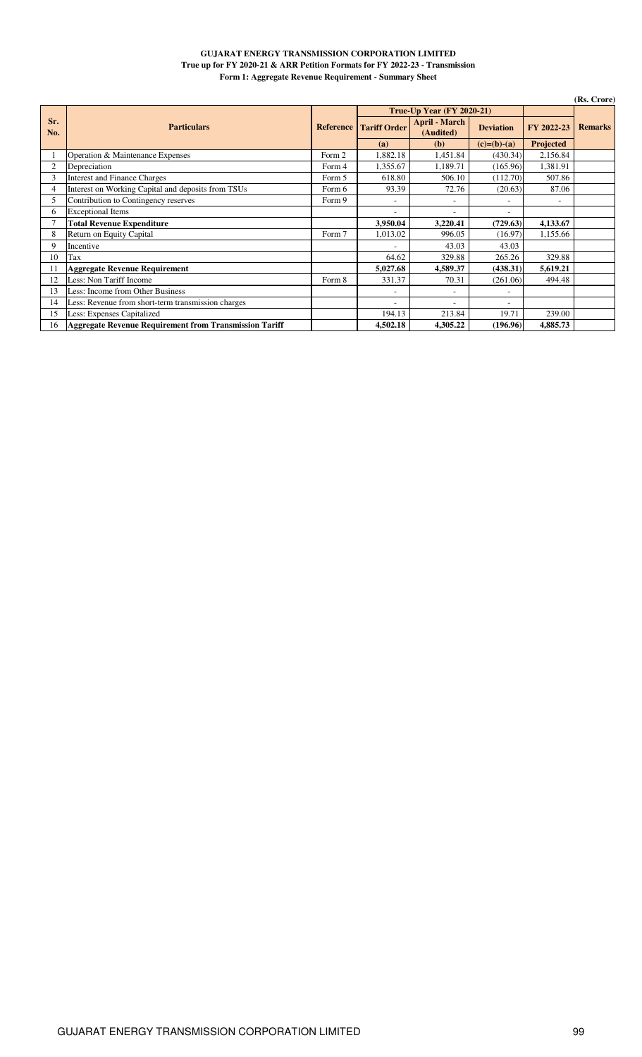**GUJARAT ENERGY TRANSMISSION CORPORATION LIMITED**

**True up for FY 2020-21 & ARR Petition Formats for FY 2022-23 - Transmission**

**Form 1: Aggregate Revenue Requirement - Summary Sheet**

(Rs. Crore)

| Sr. No. | Particulars | Reference | True-Up Year (FY 2020-21) | | | FY 2022-23 | Remarks |
|---|---|---|---|---|---|---|---|
| | | | Tariff Order | April - March (Audited) | Deviation | FY 2022-23 | |
| | | | (a) | (b) | (c)=(b)-(a) | Projected | |
| 1 | Operation & Maintenance Expenses | Form 2 | 1,882.18 | 1,451.84 | (430.34) | 2,156.84 | |
| 2 | Depreciation | Form 4 | 1,355.67 | 1,189.71 | (165.96) | 1,381.91 | |
| 3 | Interest and Finance Charges | Form 5 | 618.80 | 506.10 | (112.70) | 507.86 | |
| 4 | Interest on Working Capital and deposits from TSUs | Form 6 | 93.39 | 72.76 | (20.63) | 87.06 | |
| 5 | Contribution to Contingency reserves | Form 9 | - | - | - | - | |
| 6 | Exceptional Items | | - | - | - | | |
| 7 | **Total Revenue Expenditure** | | **3,950.04** | **3,220.41** | **(729.63)** | **4,133.67** | |
| 8 | Return on Equity Capital | Form 7 | 1,013.02 | 996.05 | (16.97) | 1,155.66 | |
| 9 | Incentive | | - | 43.03 | 43.03 | | |
| 10 | Tax | | 64.62 | 329.88 | 265.26 | 329.88 | |
| 11 | **Aggregate Revenue Requirement** | | **5,027.68** | **4,589.37** | **(438.31)** | **5,619.21** | |
| 12 | Less: Non Tariff Income | Form 8 | 331.37 | 70.31 | (261.06) | 494.48 | |
| 13 | Less: Income from Other Business | | - | - | - | | |
| 14 | Less: Revenue from short-term transmission charges | | - | - | - | | |
| 15 | Less: Expenses Capitalized | | 194.13 | 213.84 | 19.71 | 239.00 | |
| 16 | **Aggregate Revenue Requirement from Transmission Tariff** | | **4,502.18** | **4,305.22** | **(196.96)** | **4,885.73** | |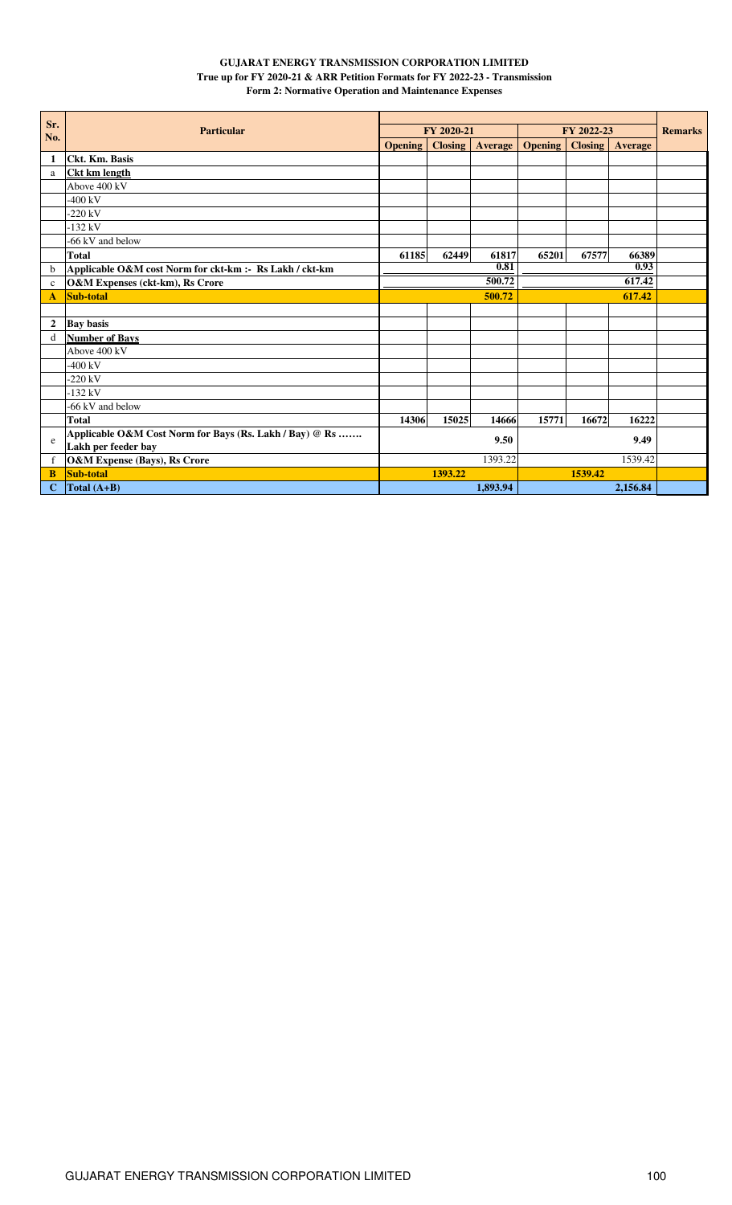**GUJARAT ENERGY TRANSMISSION CORPORATION LIMITED**

**True up for FY 2020-21 & ARR Petition Formats for FY 2022-23 - Transmission**

**Form 2: Normative Operation and Maintenance Expenses**

| Sr. No. | Particular | FY 2020-21 | | | FY 2022-23 | | | Remarks |
|---|---|---|---|---|---|---|---|---|
| | | Opening | Closing | Average | Opening | Closing | Average | |
| 1 | **Ckt. Km. Basis** | | | | | | | |
| a | **Ckt km length** | | | | | | | |
| | Above 400 kV | | | | | | | |
| | -400 kV | | | | | | | |
| | -220 kV | | | | | | | |
| | -132 kV | | | | | | | |
| | -66 kV and below | | | | | | | |
| | **Total** | 61185 | 62449 | 61817 | 65201 | 67577 | 66389 | |
| b | **Applicable O&M cost Norm for ckt-km :- Rs Lakh / ckt-km** | | | 0.81 | | | 0.93 | |
| c | **O&M Expenses (ckt-km), Rs Crore** | | | 500.72 | | | 617.42 | |
| **A** | **Sub-total** | | | 500.72 | | | 617.42 | |
| | | | | | | | | |
| 2 | **Bay basis** | | | | | | | |
| d | **Number of Bays** | | | | | | | |
| | Above 400 kV | | | | | | | |
| | -400 kV | | | | | | | |
| | -220 kV | | | | | | | |
| | -132 kV | | | | | | | |
| | -66 kV and below | | | | | | | |
| | **Total** | 14306 | 15025 | 14666 | 15771 | 16672 | 16222 | |
| e | **Applicable O&M Cost Norm for Bays (Rs. Lakh / Bay) @ Rs ……. Lakh per feeder bay** | | | 9.50 | | | 9.49 | |
| f | **O&M Expense (Bays), Rs Crore** | | | 1393.22 | | | 1539.42 | |
| **B** | **Sub-total** | | 1393.22 | | | 1539.42 | | |
| **C** | **Total (A+B)** | | | 1,893.94 | | | 2,156.84 | |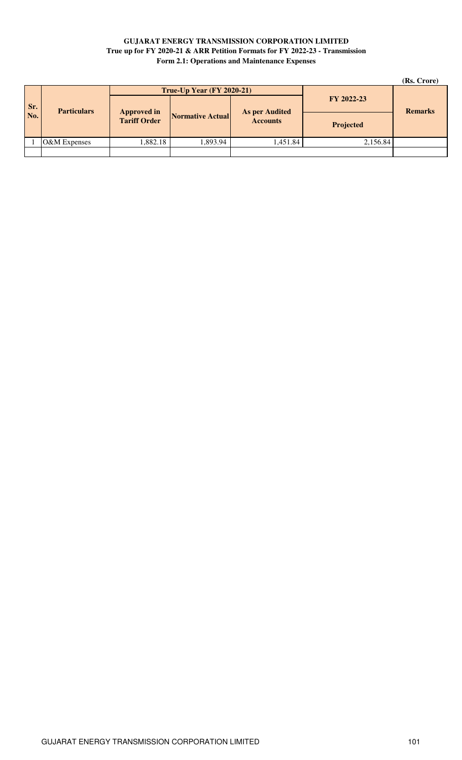**GUJARAT ENERGY TRANSMISSION CORPORATION LIMITED**
**True up for FY 2020-21 & ARR Petition Formats for FY 2022-23 - Transmission**
**Form 2.1: Operations and Maintenance Expenses**

(Rs. Crore)

| Sr. No. | Particulars | True-Up Year (FY 2020-21) | | | FY 2022-23 | Remarks |
|---|---|---|---|---|---|---|
| | | Approved in Tariff Order | Normative Actual | As per Audited Accounts | Projected | |
| 1 | O&M Expenses | 1,882.18 | 1,893.94 | 1,451.84 | 2,156.84 | |
| | | | | | | |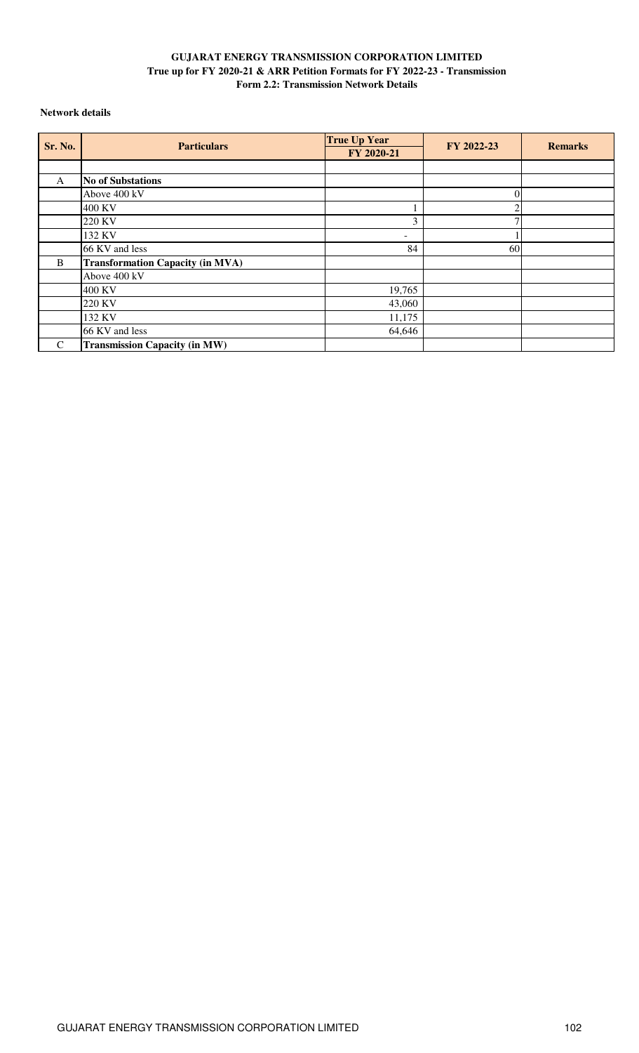# GUJARAT ENERGY TRANSMISSION CORPORATION LIMITED

## True up for FY 2020-21 & ARR Petition Formats for FY 2022-23 - Transmission

## Form 2.2: Transmission Network Details

**Network details**

| Sr. No. | Particulars | True Up Year FY 2020-21 | FY 2022-23 | Remarks |
|---|---|---|---|---|
| | | | | |
| A | **No of Substations** | | | |
| | Above 400 kV | | 0 | |
| | 400 KV | 1 | 2 | |
| | 220 KV | 3 | 7 | |
| | 132 KV | - | 1 | |
| | 66 KV and less | 84 | 60 | |
| B | **Transformation Capacity (in MVA)** | | | |
| | Above 400 kV | | | |
| | 400 KV | 19,765 | | |
| | 220 KV | 43,060 | | |
| | 132 KV | 11,175 | | |
| | 66 KV and less | 64,646 | | |
| C | **Transmission Capacity (in MW)** | | | |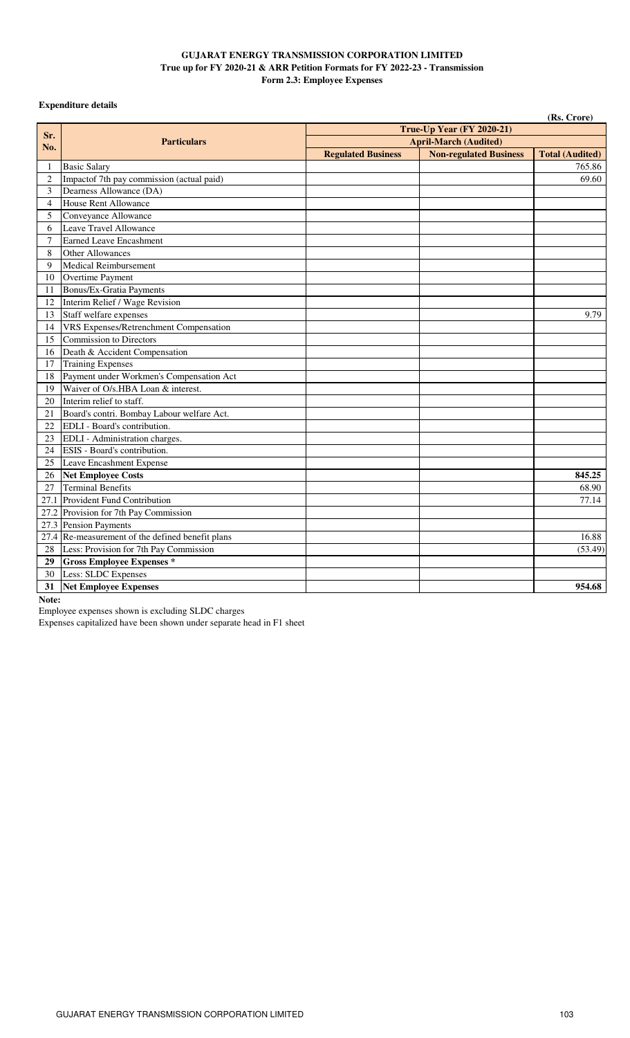**GUJARAT ENERGY TRANSMISSION CORPORATION LIMITED**
**True up for FY 2020-21 & ARR Petition Formats for FY 2022-23 - Transmission**
**Form 2.3: Employee Expenses**

**Expenditure details**

(Rs. Crore)

| Sr. No. | Particulars | True-Up Year (FY 2020-21) | | |
|---|---|---|---|---|
| | | April-March (Audited) | | |
| | | Regulated Business | Non-regulated Business | Total (Audited) |
| 1 | Basic Salary | | | 765.86 |
| 2 | Impactof 7th pay commission (actual paid) | | | 69.60 |
| 3 | Dearness Allowance (DA) | | | |
| 4 | House Rent Allowance | | | |
| 5 | Conveyance Allowance | | | |
| 6 | Leave Travel Allowance | | | |
| 7 | Earned Leave Encashment | | | |
| 8 | Other Allowances | | | |
| 9 | Medical Reimbursement | | | |
| 10 | Overtime Payment | | | |
| 11 | Bonus/Ex-Gratia Payments | | | |
| 12 | Interim Relief / Wage Revision | | | |
| 13 | Staff welfare expenses | | | 9.79 |
| 14 | VRS Expenses/Retrenchment Compensation | | | |
| 15 | Commission to Directors | | | |
| 16 | Death & Accident Compensation | | | |
| 17 | Training Expenses | | | |
| 18 | Payment under Workmen's Compensation Act | | | |
| 19 | Waiver of O/s.HBA Loan & interest. | | | |
| 20 | Interim relief to staff. | | | |
| 21 | Board's contri. Bombay Labour welfare Act. | | | |
| 22 | EDLI - Board's contribution. | | | |
| 23 | EDLI - Administration charges. | | | |
| 24 | ESIS - Board's contribution. | | | |
| 25 | Leave Encashment Expense | | | |
| 26 | **Net Employee Costs** | | | **845.25** |
| 27 | Terminal Benefits | | | 68.90 |
| 27.1 | Provident Fund Contribution | | | 77.14 |
| 27.2 | Provision for 7th Pay Commission | | | |
| 27.3 | Pension Payments | | | |
| 27.4 | Re-measurement of the defined benefit plans | | | 16.88 |
| 28 | Less: Provision for 7th Pay Commission | | | (53.49) |
| **29** | **Gross Employee Expenses** * | | | |
| 30 | Less: SLDC Expenses | | | |
| **31** | **Net Employee Expenses** | | | **954.68** |

**Note:**

Employee expenses shown is excluding SLDC charges

Expenses capitalized have been shown under separate head in F1 sheet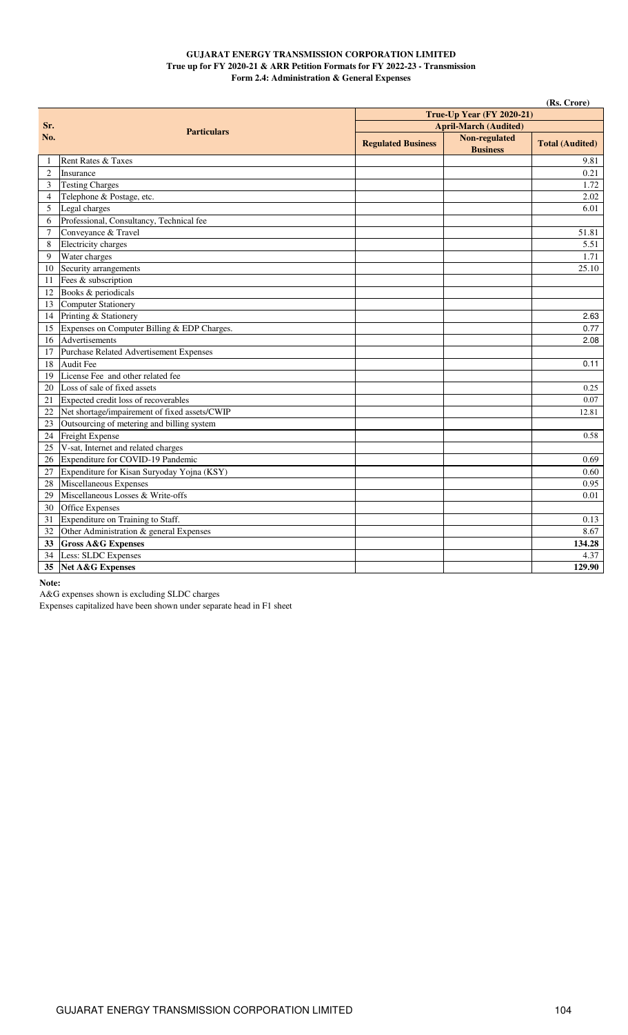**GUJARAT ENERGY TRANSMISSION CORPORATION LIMITED**
**True up for FY 2020-21 & ARR Petition Formats for FY 2022-23 - Transmission**
**Form 2.4: Administration & General Expenses**

(Rs. Crore)

| Sr. No. | Particulars | True-Up Year (FY 2020-21) | | |
|---|---|---|---|---|
| | | April-March (Audited) | | |
| | | Regulated Business | Non-regulated Business | Total (Audited) |
| 1 | Rent Rates & Taxes | | | 9.81 |
| 2 | Insurance | | | 0.21 |
| 3 | Testing Charges | | | 1.72 |
| 4 | Telephone & Postage, etc. | | | 2.02 |
| 5 | Legal charges | | | 6.01 |
| 6 | Professional, Consultancy, Technical fee | | | |
| 7 | Conveyance & Travel | | | 51.81 |
| 8 | Electricity charges | | | 5.51 |
| 9 | Water charges | | | 1.71 |
| 10 | Security arrangements | | | 25.10 |
| 11 | Fees & subscription | | | |
| 12 | Books & periodicals | | | |
| 13 | Computer Stationery | | | |
| 14 | Printing & Stationery | | | 2.63 |
| 15 | Expenses on Computer Billing & EDP Charges. | | | 0.77 |
| 16 | Advertisements | | | 2.08 |
| 17 | Purchase Related Advertisement Expenses | | | |
| 18 | Audit Fee | | | 0.11 |
| 19 | License Fee and other related fee | | | |
| 20 | Loss of sale of fixed assets | | | 0.25 |
| 21 | Expected credit loss of recoverables | | | 0.07 |
| 22 | Net shortage/impairement of fixed assets/CWIP | | | 12.81 |
| 23 | Outsourcing of metering and billing system | | | |
| 24 | Freight Expense | | | 0.58 |
| 25 | V-sat, Internet and related charges | | | |
| 26 | Expenditure for COVID-19 Pandemic | | | 0.69 |
| 27 | Expenditure for Kisan Suryoday Yojna (KSY) | | | 0.60 |
| 28 | Miscellaneous Expenses | | | 0.95 |
| 29 | Miscellaneous Losses & Write-offs | | | 0.01 |
| 30 | Office Expenses | | | |
| 31 | Expenditure on Training to Staff. | | | 0.13 |
| 32 | Other Administration & general Expenses | | | 8.67 |
| **33** | **Gross A&G Expenses** | | | **134.28** |
| 34 | Less: SLDC Expenses | | | 4.37 |
| **35** | **Net A&G Expenses** | | | **129.90** |

**Note:**

A&G expenses shown is excluding SLDC charges

Expenses capitalized have been shown under separate head in F1 sheet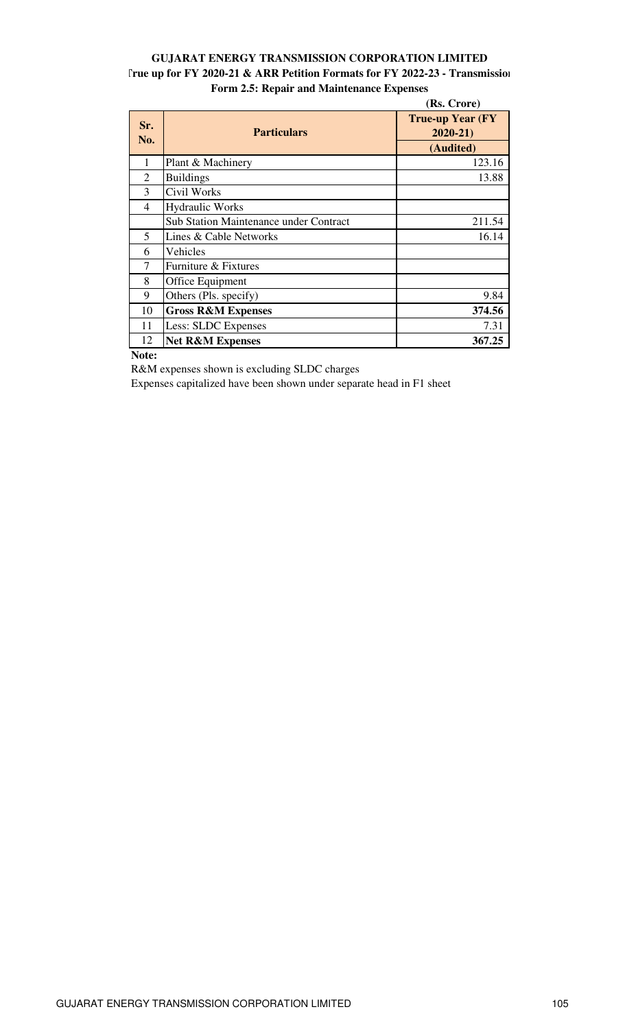**GUJARAT ENERGY TRANSMISSION CORPORATION LIMITED**

**True up for FY 2020-21 & ARR Petition Formats for FY 2022-23 - Transmission**

**Form 2.5: Repair and Maintenance Expenses**

(Rs. Crore)

| Sr. No. | Particulars | True-up Year (FY 2020-21) (Audited) |
|---|---|---|
| 1 | Plant & Machinery | 123.16 |
| 2 | Buildings | 13.88 |
| 3 | Civil Works | |
| 4 | Hydraulic Works | |
| | Sub Station Maintenance under Contract | 211.54 |
| 5 | Lines & Cable Networks | 16.14 |
| 6 | Vehicles | |
| 7 | Furniture & Fixtures | |
| 8 | Office Equipment | |
| 9 | Others (Pls. specify) | 9.84 |
| 10 | **Gross R&M Expenses** | **374.56** |
| 11 | Less: SLDC Expenses | 7.31 |
| 12 | **Net R&M Expenses** | **367.25** |

**Note:**

R&M expenses shown is excluding SLDC charges

Expenses capitalized have been shown under separate head in F1 sheet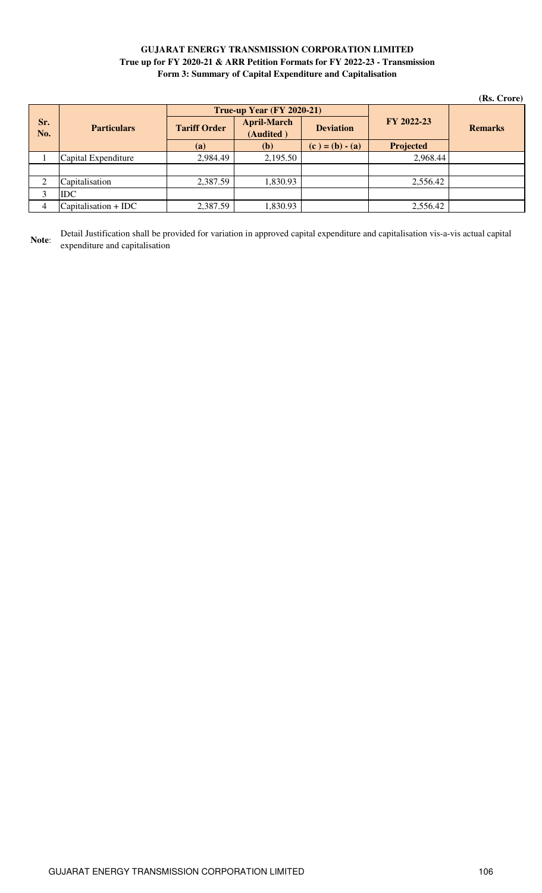**GUJARAT ENERGY TRANSMISSION CORPORATION LIMITED**
**True up for FY 2020-21 & ARR Petition Formats for FY 2022-23 - Transmission**
**Form 3: Summary of Capital Expenditure and Capitalisation**

(Rs. Crore)

| Sr. No. | Particulars | True-up Year (FY 2020-21) | | | FY 2022-23 | Remarks |
|---|---|---|---|---|---|---|
| | | Tariff Order | April-March (Audited ) | Deviation | | |
| | | (a) | (b) | (c ) = (b) - (a) | Projected | |
| 1 | Capital Expenditure | 2,984.49 | 2,195.50 | | 2,968.44 | |
| | | | | | | |
| 2 | Capitalisation | 2,387.59 | 1,830.93 | | 2,556.42 | |
| 3 | IDC | | | | | |
| 4 | Capitalisation + IDC | 2,387.59 | 1,830.93 | | 2,556.42 | |

**Note**: Detail Justification shall be provided for variation in approved capital expenditure and capitalisation vis-a-vis actual capital expenditure and capitalisation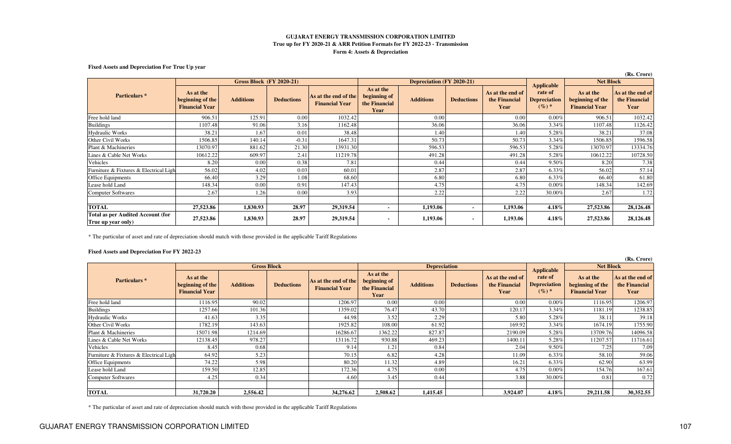**GUJARAT ENERGY TRANSMISSION CORPORATION LIMITED**
**True up for FY 2020-21 & ARR Petition Formats for FY 2022-23 - Transmission**
**Form 4: Assets & Depreciation**

**Fixed Assets and Depreciation For True Up year**

(Rs. Crore)

| Particulars * | Gross Block (FY 2020-21) | | | | Depreciation (FY 2020-21) | | | | Applicable rate of Depreciation (%) * | Net Block | |
|---|---|---|---|---|---|---|---|---|---|---|---|
| | As at the beginning of the Financial Year | Additions | Deductions | As at the end of the Financial Year | As at the beginning of the Financial Year | Additions | Deductions | As at the end of the Financial Year | | As at the beginning of the Financial Year | As at the end of the Financial Year |
| Free hold land | 906.51 | 125.91 | 0.00 | 1032.42 | | 0.00 | | 0.00 | 0.00% | 906.51 | 1032.42 |
| Buildings | 1107.48 | 91.06 | 3.16 | 1162.48 | | 36.06 | | 36.06 | 3.34% | 1107.48 | 1126.42 |
| Hydraulic Works | 38.21 | 1.67 | 0.01 | 38.48 | | 1.40 | | 1.40 | 5.28% | 38.21 | 37.08 |
| Other Civil Works | 1506.85 | 140.14 | -0.31 | 1647.31 | | 50.73 | | 50.73 | 3.34% | 1506.85 | 1596.58 |
| Plant & Machineries | 13070.97 | 881.62 | 21.30 | 13931.30 | | 596.53 | | 596.53 | 5.28% | 13070.97 | 13334.76 |
| Lines & Cable Net Works | 10612.22 | 609.97 | 2.41 | 11219.78 | | 491.28 | | 491.28 | 5.28% | 10612.22 | 10728.50 |
| Vehicles | 8.20 | 0.00 | 0.38 | 7.81 | | 0.44 | | 0.44 | 9.50% | 8.20 | 7.38 |
| Furniture & Fixtures & Electrical Ligh | 56.02 | 4.02 | 0.03 | 60.01 | | 2.87 | | 2.87 | 6.33% | 56.02 | 57.14 |
| Office Equipments | 66.40 | 3.29 | 1.08 | 68.60 | | 6.80 | | 6.80 | 6.33% | 66.40 | 61.80 |
| Lease hold Land | 148.34 | 0.00 | 0.91 | 147.43 | | 4.75 | | 4.75 | 0.00% | 148.34 | 142.69 |
| Computer Softwares | 2.67 | 1.26 | 0.00 | 3.93 | | 2.22 | | 2.22 | 30.00% | 2.67 | 1.72 |
| | | | | | | | | | | | |
| **TOTAL** | **27,523.86** | **1,830.93** | **28.97** | **29,319.54** | **-** | **1,193.06** | **-** | **1,193.06** | **4.18%** | **27,523.86** | **28,126.48** |
| **Total as per Audited Account (for True up year only)** | **27,523.86** | **1,830.93** | **28.97** | **29,319.54** | **-** | **1,193.06** | **-** | **1,193.06** | **4.18%** | **27,523.86** | **28,126.48** |

* The particular of asset and rate of depreciation should match with those provided in the applicable Tariff Regulations

**Fixed Assets and Depreciation For FY 2022-23**

(Rs. Crore)

| Particulars * | Gross Block | | | | Depreciation | | | | Applicable rate of Depreciation (%) * | Net Block | |
|---|---|---|---|---|---|---|---|---|---|---|---|
| | As at the beginning of the Financial Year | Additions | Deductions | As at the end of the Financial Year | As at the beginning of the Financial Year | Additions | Deductions | As at the end of the Financial Year | | As at the beginning of the Financial Year | As at the end of the Financial Year |
| Free hold land | 1116.95 | 90.02 | | 1206.97 | 0.00 | 0.00 | | 0.00 | 0.00% | 1116.95 | 1206.97 |
| Buildings | 1257.66 | 101.36 | | 1359.02 | 76.47 | 43.70 | | 120.17 | 3.34% | 1181.19 | 1238.85 |
| Hydraulic Works | 41.63 | 3.35 | | 44.98 | 3.52 | 2.29 | | 5.80 | 5.28% | 38.11 | 39.18 |
| Other Civil Works | 1782.19 | 143.63 | | 1925.82 | 108.00 | 61.92 | | 169.92 | 3.34% | 1674.19 | 1755.90 |
| Plant & Machineries | 15071.98 | 1214.69 | | 16286.67 | 1362.22 | 827.87 | | 2190.09 | 5.28% | 13709.76 | 14096.58 |
| Lines & Cable Net Works | 12138.45 | 978.27 | | 13116.72 | 930.88 | 469.23 | | 1400.11 | 5.28% | 11207.57 | 11716.61 |
| Vehicles | 8.45 | 0.68 | | 9.14 | 1.21 | 0.84 | | 2.04 | 9.50% | 7.25 | 7.09 |
| Furniture & Fixtures & Electrical Ligh | 64.92 | 5.23 | | 70.15 | 6.82 | 4.28 | | 11.09 | 6.33% | 58.10 | 59.06 |
| Office Equipments | 74.22 | 5.98 | | 80.20 | 11.32 | 4.89 | | 16.21 | 6.33% | 62.90 | 63.99 |
| Lease hold Land | 159.50 | 12.85 | | 172.36 | 4.75 | 0.00 | | 4.75 | 0.00% | 154.76 | 167.61 |
| Computer Softwares | 4.25 | 0.34 | | 4.60 | 3.45 | 0.44 | | 3.88 | 30.00% | 0.81 | 0.72 |
| | | | | | | | | | | | |
| **TOTAL** | **31,720.20** | **2,556.42** | | **34,276.62** | **2,508.62** | **1,415.45** | | **3,924.07** | **4.18%** | **29,211.58** | **30,352.55** |

* The particular of asset and rate of depreciation should match with those provided in the applicable Tariff Regulations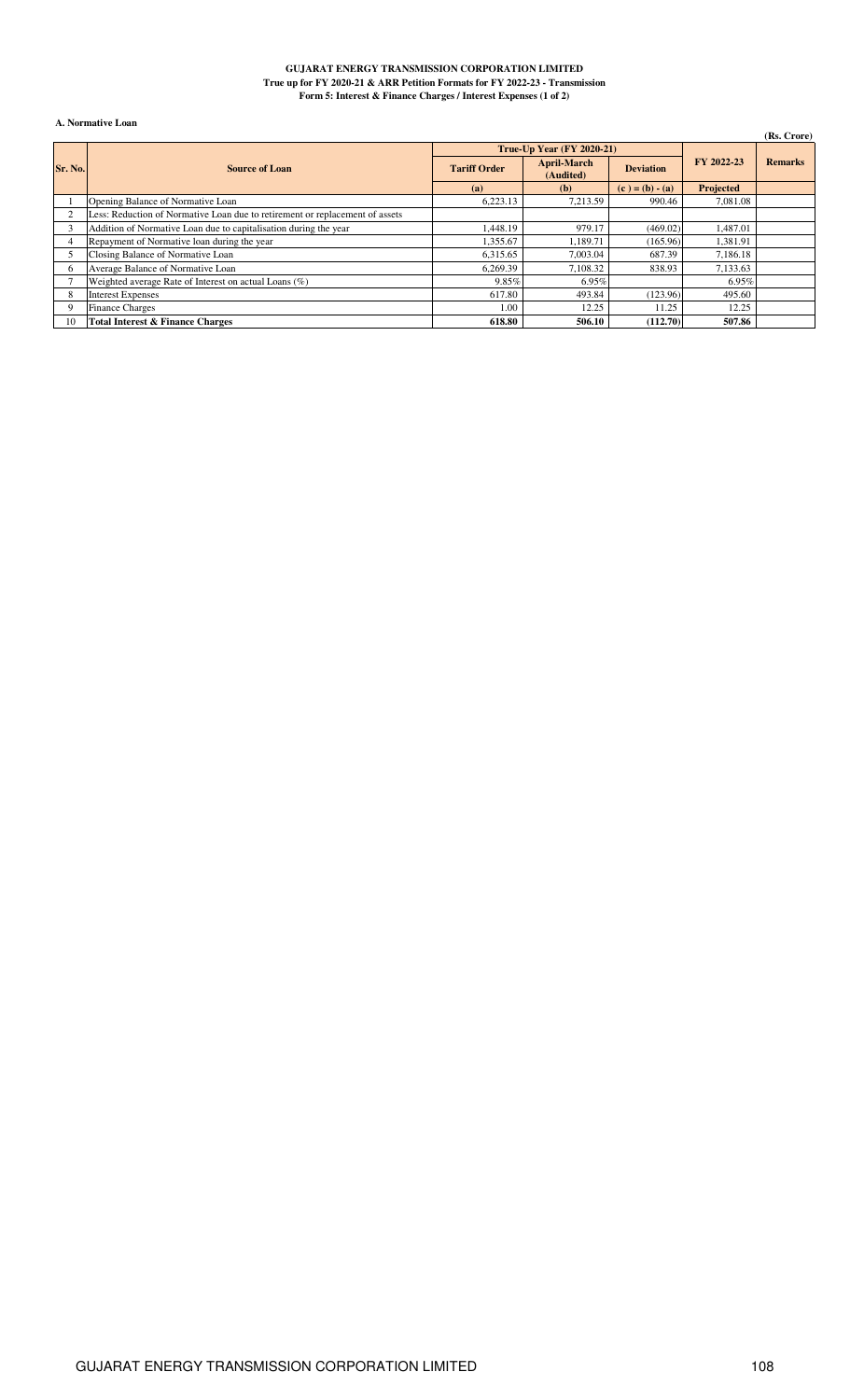**GUJARAT ENERGY TRANSMISSION CORPORATION LIMITED**
**True up for FY 2020-21 & ARR Petition Formats for FY 2022-23 - Transmission**
**Form 5: Interest & Finance Charges / Interest Expenses (1 of 2)**

**A. Normative Loan**

**(Rs. Crore)**

| Sr. No. | Source of Loan | True-Up Year (FY 2020-21) | | | FY 2022-23 | Remarks |
|---|---|---|---|---|---|---|
| | | Tariff Order | April-March (Audited) | Deviation | | |
| | | (a) | (b) | (c ) = (b) - (a) | Projected | |
| 1 | Opening Balance of Normative Loan | 6,223.13 | 7,213.59 | 990.46 | 7,081.08 | |
| 2 | Less: Reduction of Normative Loan due to retirement or replacement of assets | | | | | |
| 3 | Addition of Normative Loan due to capitalisation during the year | 1,448.19 | 979.17 | (469.02) | 1,487.01 | |
| 4 | Repayment of Normative loan during the year | 1,355.67 | 1,189.71 | (165.96) | 1,381.91 | |
| 5 | Closing Balance of Normative Loan | 6,315.65 | 7,003.04 | 687.39 | 7,186.18 | |
| 6 | Average Balance of Normative Loan | 6,269.39 | 7,108.32 | 838.93 | 7,133.63 | |
| 7 | Weighted average Rate of Interest on actual Loans (%) | 9.85% | 6.95% | | 6.95% | |
| 8 | Interest Expenses | 617.80 | 493.84 | (123.96) | 495.60 | |
| 9 | Finance Charges | 1.00 | 12.25 | 11.25 | 12.25 | |
| 10 | **Total Interest & Finance Charges** | **618.80** | **506.10** | **(112.70)** | **507.86** | |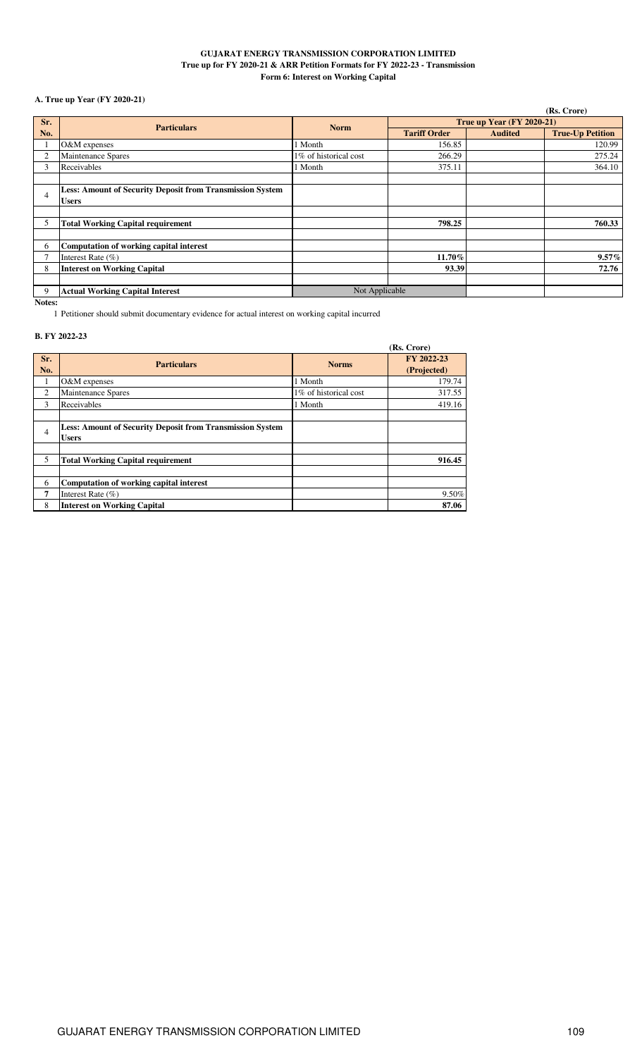**GUJARAT ENERGY TRANSMISSION CORPORATION LIMITED**
**True up for FY 2020-21 & ARR Petition Formats for FY 2022-23 - Transmission**
**Form 6: Interest on Working Capital**

**A. True up Year (FY 2020-21)**

(Rs. Crore)

| Sr. No. | Particulars | Norm | True up Year (FY 2020-21) | | |
|---|---|---|---|---|---|
| | | | Tariff Order | Audited | True-Up Petition |
| 1 | O&M expenses | 1 Month | 156.85 | | 120.99 |
| 2 | Maintenance Spares | 1% of historical cost | 266.29 | | 275.24 |
| 3 | Receivables | 1 Month | 375.11 | | 364.10 |
| | | | | | |
| 4 | **Less: Amount of Security Deposit from Transmission System Users** | | | | |
| | | | | | |
| 5 | **Total Working Capital requirement** | | **798.25** | | **760.33** |
| | | | | | |
| 6 | **Computation of working capital interest** | | | | |
| 7 | Interest Rate (%) | | **11.70%** | | **9.57%** |
| 8 | **Interest on Working Capital** | | **93.39** | | **72.76** |
| | | | | | |
| 9 | **Actual Working Capital Interest** | Not Applicable | | | |

**Notes:**

1 Petitioner should submit documentary evidence for actual interest on working capital incurred

**B. FY 2022-23**

(Rs. Crore)

| Sr. No. | Particulars | Norms | FY 2022-23 (Projected) |
|---|---|---|---|
| 1 | O&M expenses | 1 Month | 179.74 |
| 2 | Maintenance Spares | 1% of historical cost | 317.55 |
| 3 | Receivables | 1 Month | 419.16 |
| | | | |
| 4 | **Less: Amount of Security Deposit from Transmission System Users** | | |
| | | | |
| 5 | **Total Working Capital requirement** | | **916.45** |
| | | | |
| 6 | **Computation of working capital interest** | | |
| 7 | Interest Rate (%) | | 9.50% |
| 8 | **Interest on Working Capital** | | **87.06** |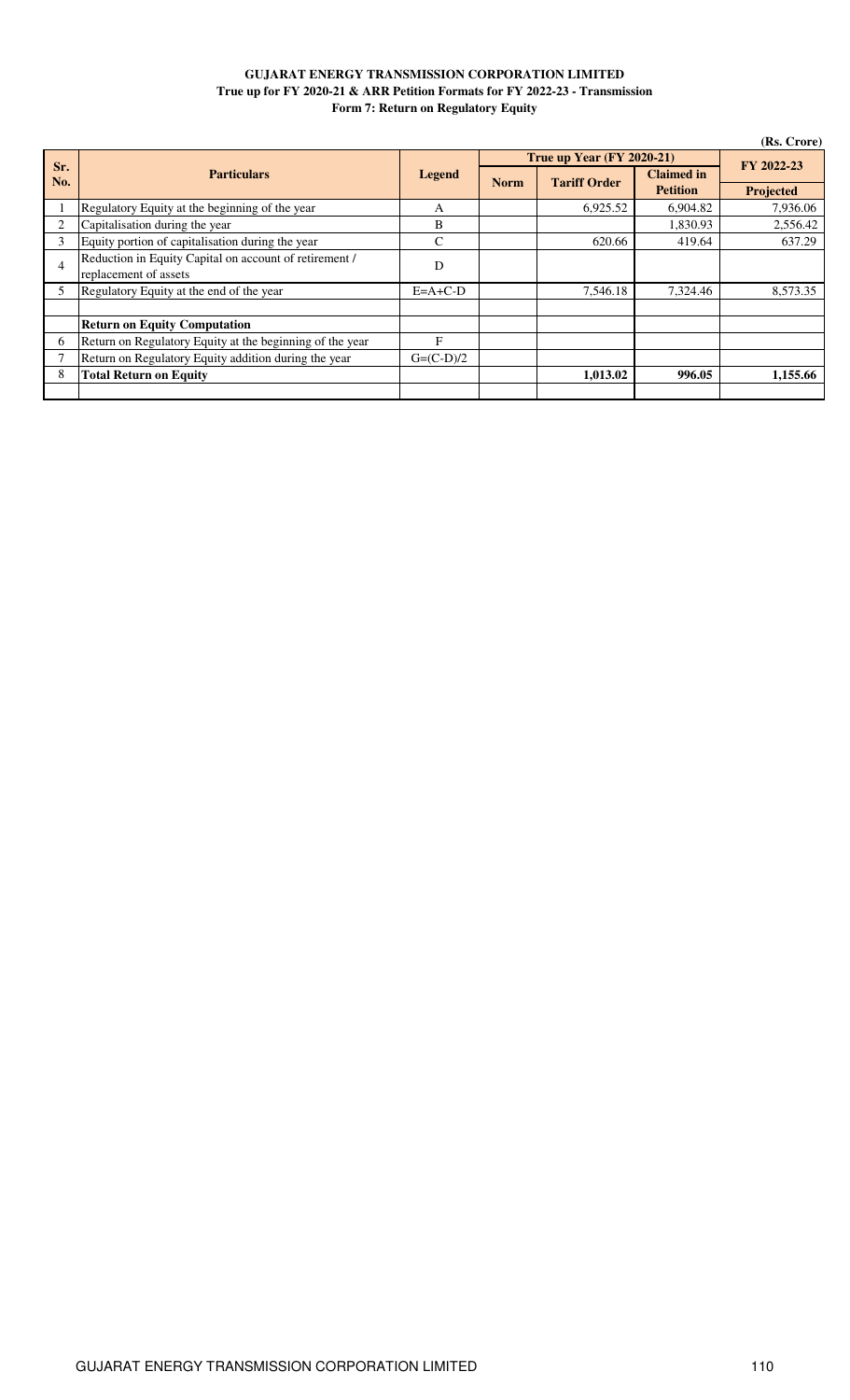**GUJARAT ENERGY TRANSMISSION CORPORATION LIMITED**
**True up for FY 2020-21 & ARR Petition Formats for FY 2022-23 - Transmission**
**Form 7: Return on Regulatory Equity**

(Rs. Crore)

| Sr. No. | Particulars | Legend | True up Year (FY 2020-21) | | | FY 2022-23 |
|---|---|---|---|---|---|---|
| | | | Norm | Tariff Order | Claimed in Petition | Projected |
| 1 | Regulatory Equity at the beginning of the year | A | | 6,925.52 | 6,904.82 | 7,936.06 |
| 2 | Capitalisation during the year | B | | | 1,830.93 | 2,556.42 |
| 3 | Equity portion of capitalisation during the year | C | | 620.66 | 419.64 | 637.29 |
| 4 | Reduction in Equity Capital on account of retirement / replacement of assets | D | | | | |
| 5 | Regulatory Equity at the end of the year | E=A+C-D | | 7,546.18 | 7,324.46 | 8,573.35 |
| | | | | | | |
| | **Return on Equity Computation** | | | | | |
| 6 | Return on Regulatory Equity at the beginning of the year | F | | | | |
| 7 | Return on Regulatory Equity addition during the year | G=(C-D)/2 | | | | |
| 8 | **Total Return on Equity** | | | **1,013.02** | **996.05** | **1,155.66** |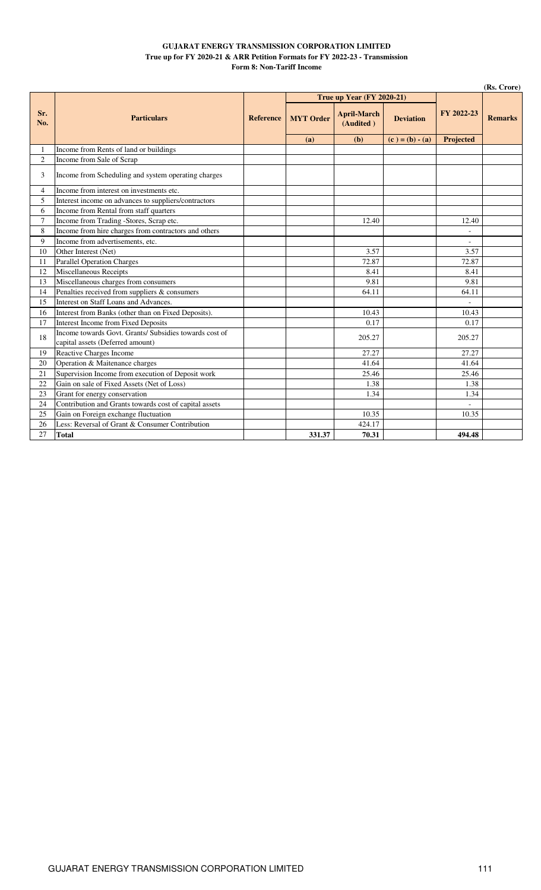**GUJARAT ENERGY TRANSMISSION CORPORATION LIMITED**
**True up for FY 2020-21 & ARR Petition Formats for FY 2022-23 - Transmission**
**Form 8: Non-Tariff Income**

(Rs. Crore)

| Sr. No. | Particulars | Reference | True up Year (FY 2020-21) | | | FY 2022-23 | Remarks |
|---|---|---|---|---|---|---|---|
| | | | MYT Order | April-March (Audited ) | Deviation | | |
| | | | (a) | (b) | (c ) = (b) - (a) | Projected | |
| 1 | Income from Rents of land or buildings | | | | | | |
| 2 | Income from Sale of Scrap | | | | | | |
| 3 | Income from Scheduling and system operating charges | | | | | | |
| 4 | Income from interest on investments etc. | | | | | | |
| 5 | Interest income on advances to suppliers/contractors | | | | | | |
| 6 | Income from Rental from staff quarters | | | | | | |
| 7 | Income from Trading -Stores, Scrap etc. | | | 12.40 | | 12.40 | |
| 8 | Income from hire charges from contractors and others | | | | | - | |
| 9 | Income from advertisements, etc. | | | | | - | |
| 10 | Other Interest (Net) | | | 3.57 | | 3.57 | |
| 11 | Parallel Operation Charges | | | 72.87 | | 72.87 | |
| 12 | Miscellaneous Receipts | | | 8.41 | | 8.41 | |
| 13 | Miscellaneous charges from consumers | | | 9.81 | | 9.81 | |
| 14 | Penalties received from suppliers & consumers | | | 64.11 | | 64.11 | |
| 15 | Interest on Staff Loans and Advances. | | | | | - | |
| 16 | Interest from Banks (other than on Fixed Deposits). | | | 10.43 | | 10.43 | |
| 17 | Interest Income from Fixed Deposits | | | 0.17 | | 0.17 | |
| 18 | Income towards Govt. Grants/ Subsidies towards cost of capital assets (Deferred amount) | | | 205.27 | | 205.27 | |
| 19 | Reactive Charges Income | | | 27.27 | | 27.27 | |
| 20 | Operation & Maitenance charges | | | 41.64 | | 41.64 | |
| 21 | Supervision Income from execution of Deposit work | | | 25.46 | | 25.46 | |
| 22 | Gain on sale of Fixed Assets (Net of Loss) | | | 1.38 | | 1.38 | |
| 23 | Grant for energy conservation | | | 1.34 | | 1.34 | |
| 24 | Contribution and Grants towards cost of capital assets | | | | | - | |
| 25 | Gain on Foreign exchange fluctuation | | | 10.35 | | 10.35 | |
| 26 | Less: Reversal of Grant & Consumer Contribution | | | 424.17 | | | |
| 27 | **Total** | | **331.37** | **70.31** | | **494.48** | |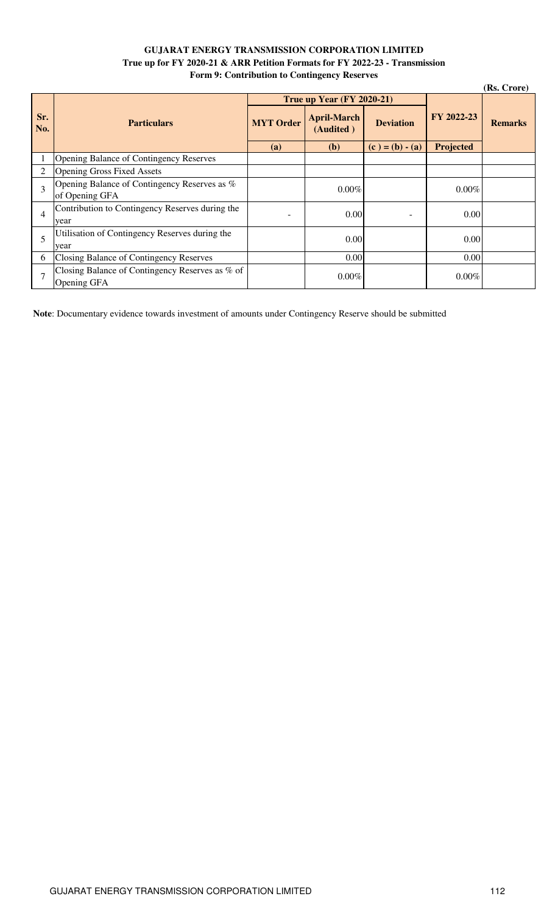# GUJARAT ENERGY TRANSMISSION CORPORATION LIMITED

## True up for FY 2020-21 & ARR Petition Formats for FY 2022-23 - Transmission

### Form 9: Contribution to Contingency Reserves

(Rs. Crore)

| Sr. No. | Particulars | True up Year (FY 2020-21) | | | FY 2022-23 | Remarks |
|---|---|---|---|---|---|---|
| | | MYT Order | April-March (Audited ) | Deviation | | |
| | | (a) | (b) | (c ) = (b) - (a) | Projected | |
| 1 | Opening Balance of Contingency Reserves | | | | | |
| 2 | Opening Gross Fixed Assets | | | | | |
| 3 | Opening Balance of Contingency Reserves as % of Opening GFA | | 0.00% | | 0.00% | |
| 4 | Contribution to Contingency Reserves during the year | - | 0.00 | - | 0.00 | |
| 5 | Utilisation of Contingency Reserves during the year | | 0.00 | | 0.00 | |
| 6 | Closing Balance of Contingency Reserves | | 0.00 | | 0.00 | |
| 7 | Closing Balance of Contingency Reserves as % of Opening GFA | | 0.00% | | 0.00% | |

**Note**: Documentary evidence towards investment of amounts under Contingency Reserve should be submitted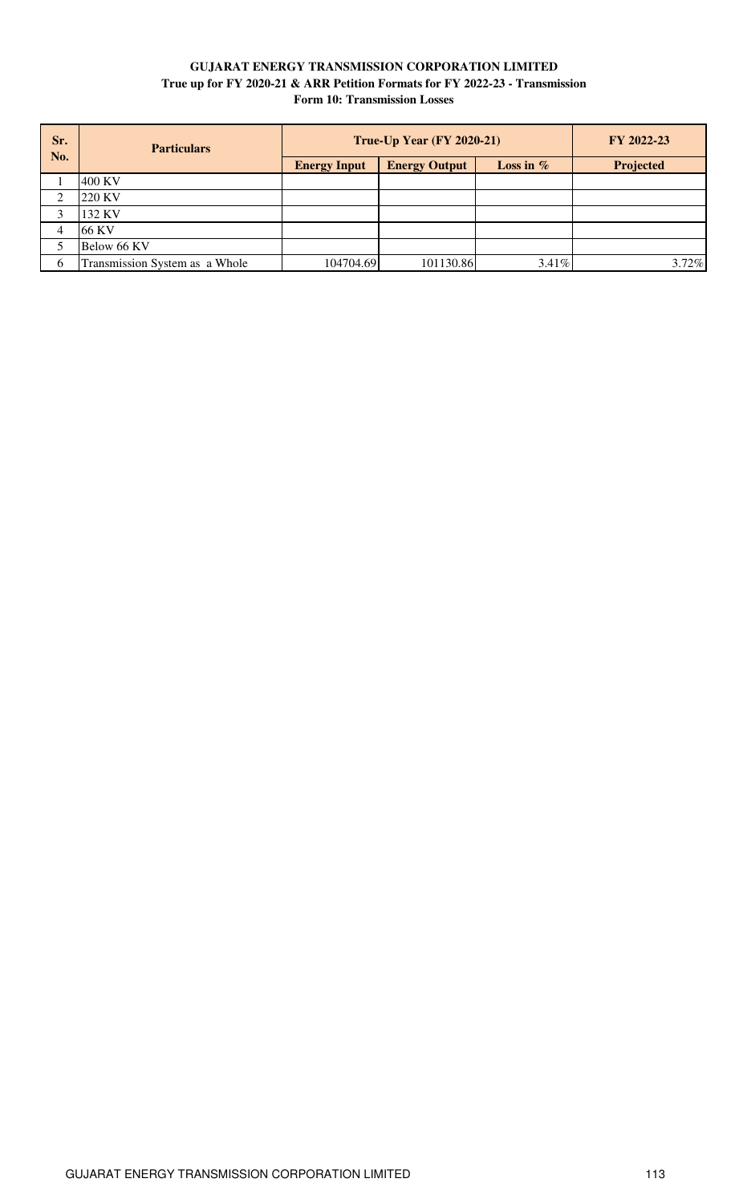**GUJARAT ENERGY TRANSMISSION CORPORATION LIMITED**

**True up for FY 2020-21 & ARR Petition Formats for FY 2022-23 - Transmission**

**Form 10: Transmission Losses**

| Sr. No. | Particulars | True-Up Year (FY 2020-21) | | | FY 2022-23 |
|---|---|---|---|---|---|
| | | Energy Input | Energy Output | Loss in % | Projected |
| 1 | 400 KV | | | | |
| 2 | 220 KV | | | | |
| 3 | 132 KV | | | | |
| 4 | 66 KV | | | | |
| 5 | Below 66 KV | | | | |
| 6 | Transmission System as a Whole | 104704.69 | 101130.86 | 3.41% | 3.72% |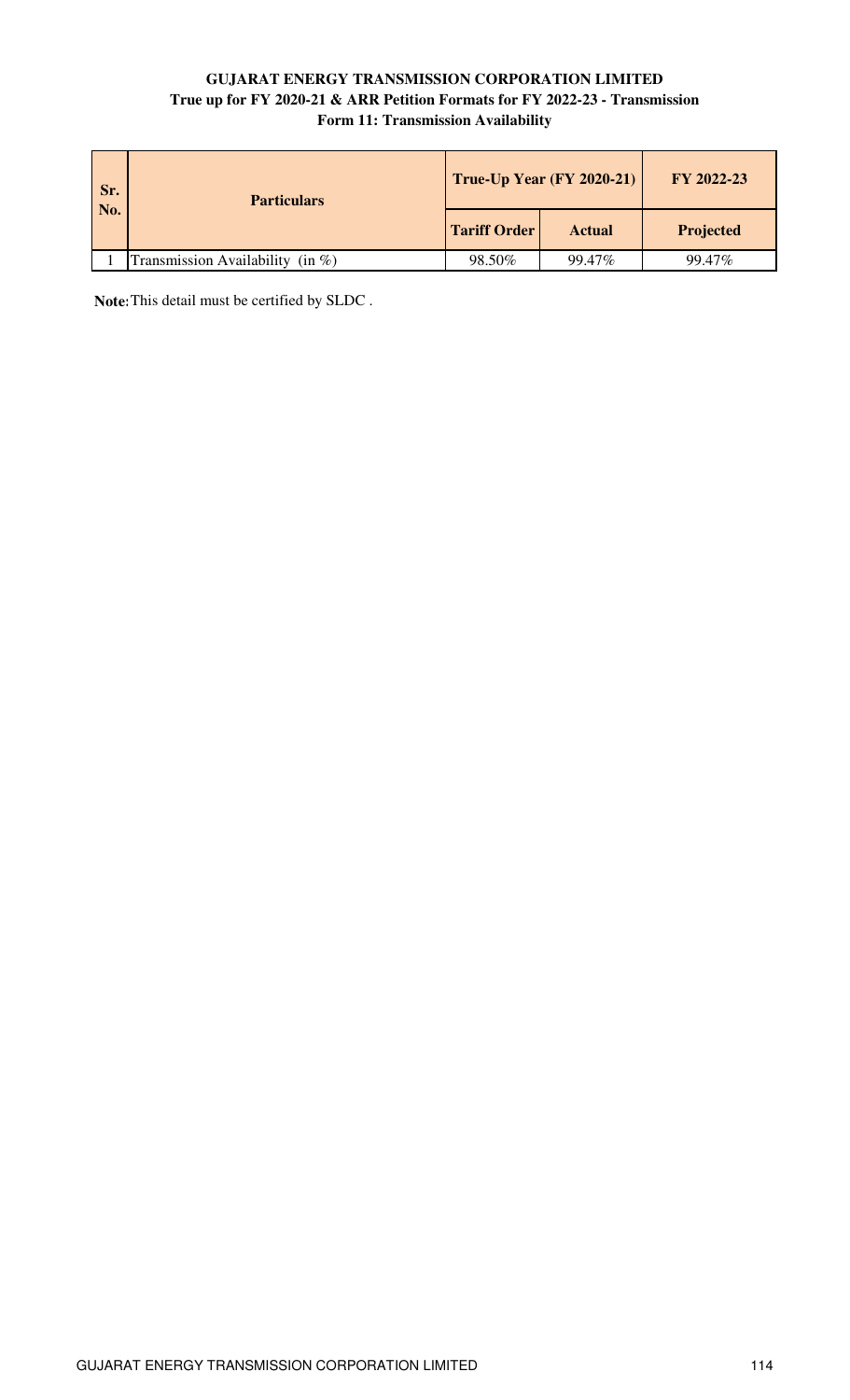**GUJARAT ENERGY TRANSMISSION CORPORATION LIMITED**
**True up for FY 2020-21 & ARR Petition Formats for FY 2022-23 - Transmission**
**Form 11: Transmission Availability**

| Sr. No. | Particulars | True-Up Year (FY 2020-21) | | FY 2022-23 |
|---|---|---|---|---|
| | | Tariff Order | Actual | Projected |
| 1 | Transmission Availability (in %) | 98.50% | 99.47% | 99.47% |

**Note:** This detail must be certified by SLDC .